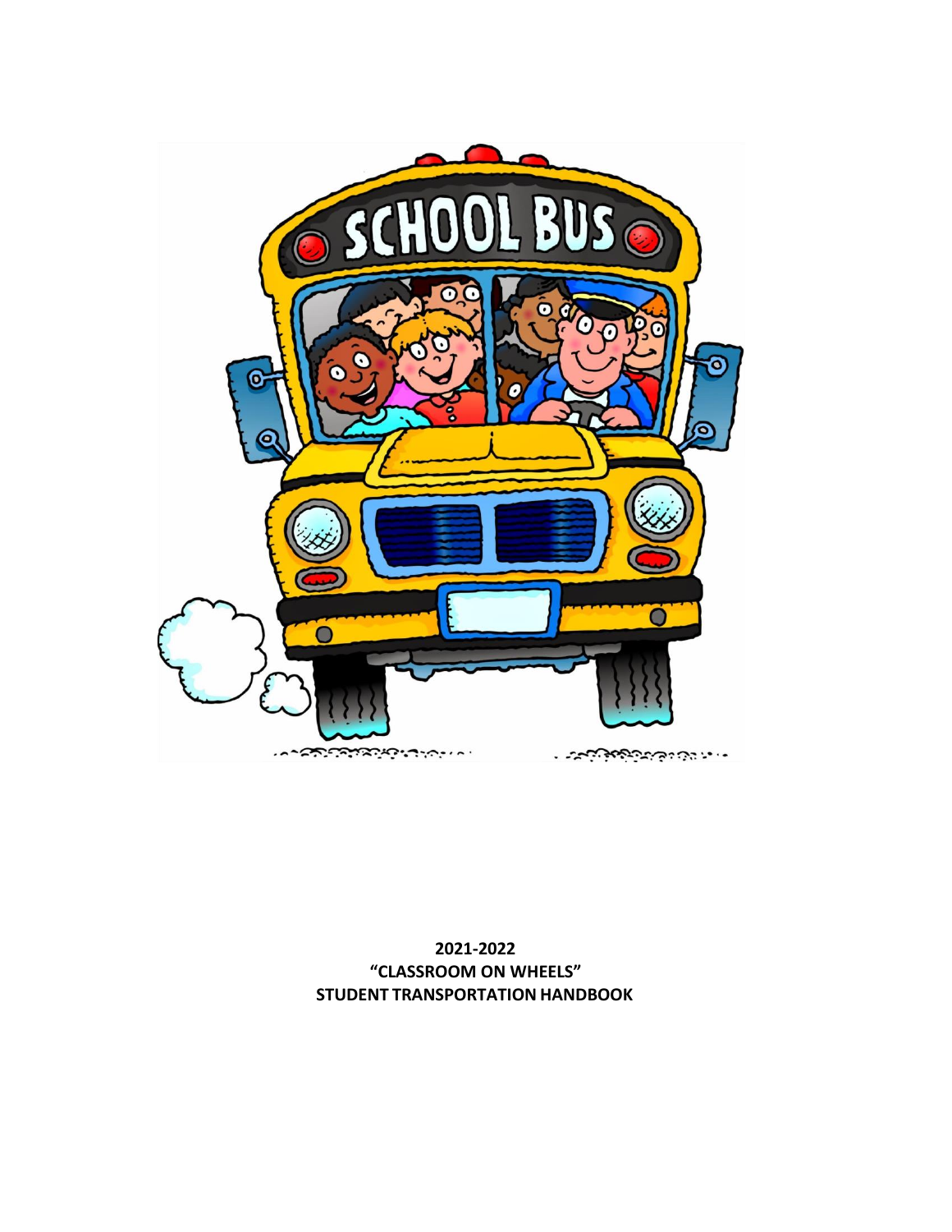**2021-2022**
**"CLASSROOM ON WHEELS"**
**STUDENT TRANSPORTATION HANDBOOK**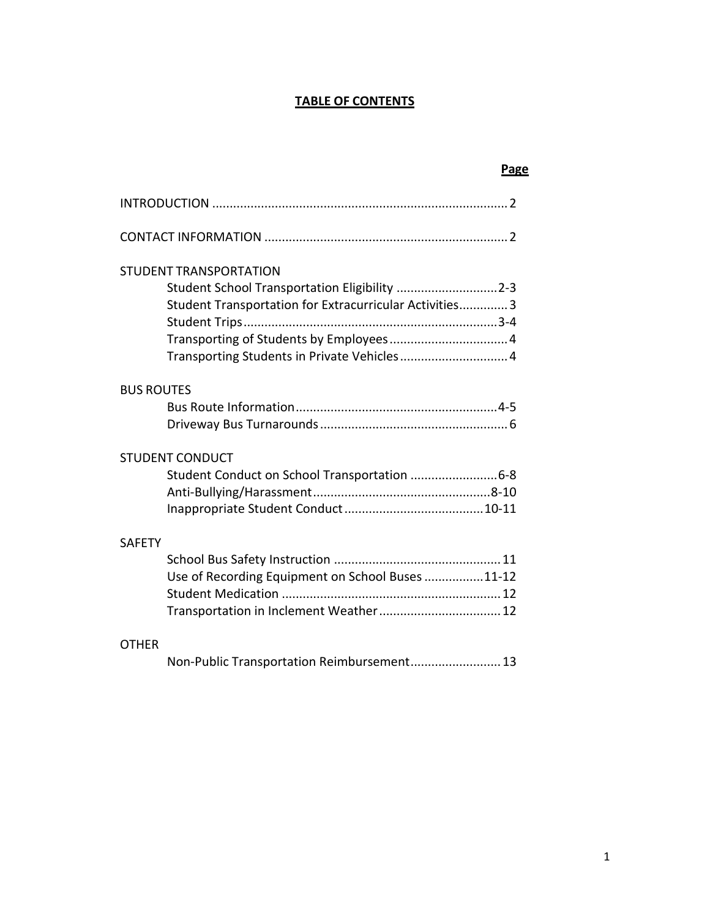# TABLE OF CONTENTS

| | Page |
|---|---|
| INTRODUCTION | 2 |
| CONTACT INFORMATION | 2 |
| **STUDENT TRANSPORTATION** | |
| Student School Transportation Eligibility | 2-3 |
| Student Transportation for Extracurricular Activities | 3 |
| Student Trips | 3-4 |
| Transporting of Students by Employees | 4 |
| Transporting Students in Private Vehicles | 4 |
| **BUS ROUTES** | |
| Bus Route Information | 4-5 |
| Driveway Bus Turnarounds | 6 |
| **STUDENT CONDUCT** | |
| Student Conduct on School Transportation | 6-8 |
| Anti-Bullying/Harassment | 8-10 |
| Inappropriate Student Conduct | 10-11 |
| **SAFETY** | |
| School Bus Safety Instruction | 11 |
| Use of Recording Equipment on School Buses | 11-12 |
| Student Medication | 12 |
| Transportation in Inclement Weather | 12 |
| **OTHER** | |
| Non-Public Transportation Reimbursement | 13 |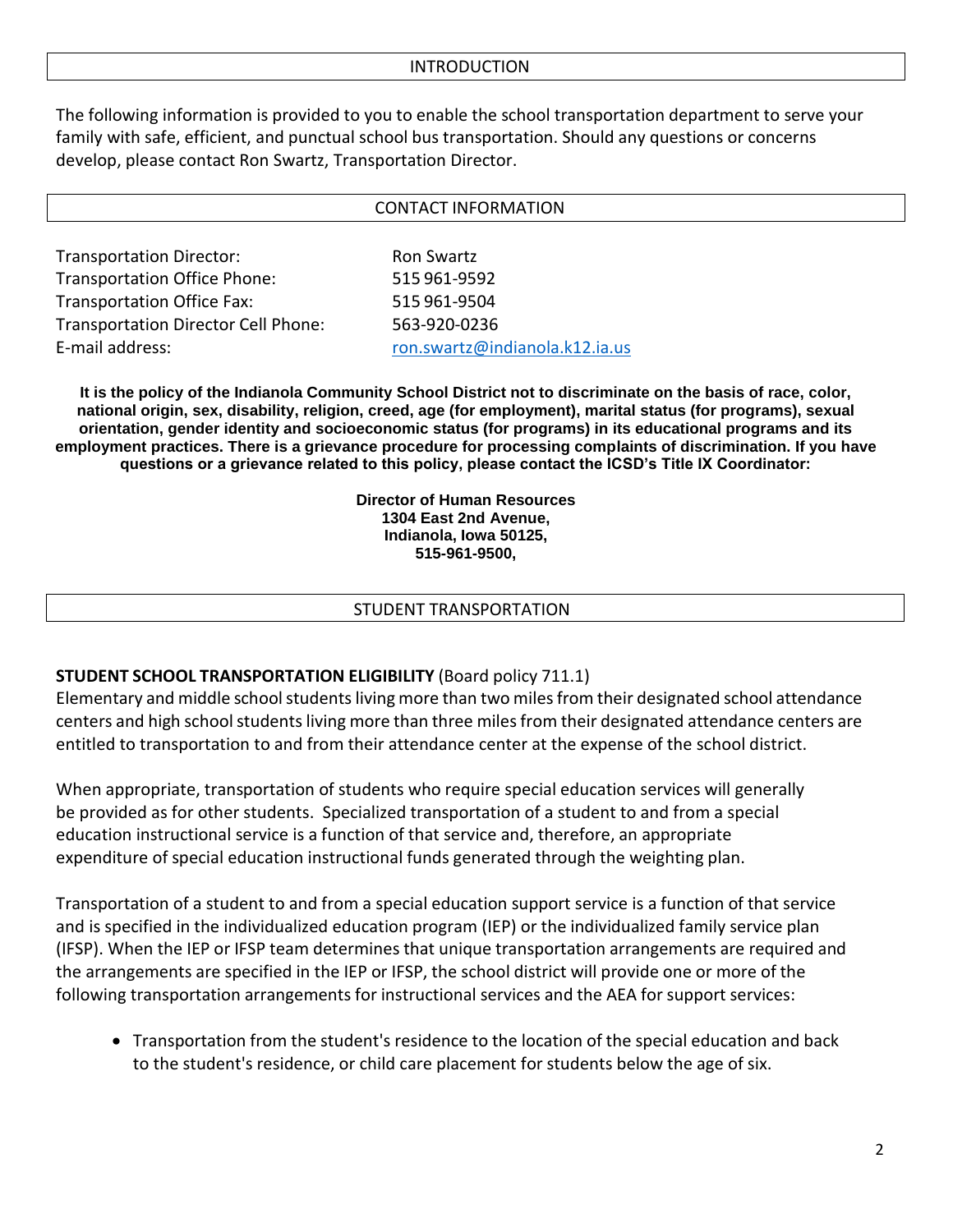## INTRODUCTION

The following information is provided to you to enable the school transportation department to serve your family with safe, efficient, and punctual school bus transportation. Should any questions or concerns develop, please contact Ron Swartz, Transportation Director.

## CONTACT INFORMATION

| | |
|---|---|
| Transportation Director: | Ron Swartz |
| Transportation Office Phone: | 515 961-9592 |
| Transportation Office Fax: | 515 961-9504 |
| Transportation Director Cell Phone: | 563-920-0236 |
| E-mail address: | ron.swartz@indianola.k12.ia.us |

**It is the policy of the Indianola Community School District not to discriminate on the basis of race, color, national origin, sex, disability, religion, creed, age (for employment), marital status (for programs), sexual orientation, gender identity and socioeconomic status (for programs) in its educational programs and its employment practices. There is a grievance procedure for processing complaints of discrimination. If you have questions or a grievance related to this policy, please contact the ICSD's Title IX Coordinator:**

**Director of Human Resources**
**1304 East 2nd Avenue,**
**Indianola, Iowa 50125,**
**515-961-9500,**

## STUDENT TRANSPORTATION

**STUDENT SCHOOL TRANSPORTATION ELIGIBILITY** (Board policy 711.1)
Elementary and middle school students living more than two miles from their designated school attendance centers and high school students living more than three miles from their designated attendance centers are entitled to transportation to and from their attendance center at the expense of the school district.

When appropriate, transportation of students who require special education services will generally be provided as for other students. Specialized transportation of a student to and from a special education instructional service is a function of that service and, therefore, an appropriate expenditure of special education instructional funds generated through the weighting plan.

Transportation of a student to and from a special education support service is a function of that service and is specified in the individualized education program (IEP) or the individualized family service plan (IFSP). When the IEP or IFSP team determines that unique transportation arrangements are required and the arrangements are specified in the IEP or IFSP, the school district will provide one or more of the following transportation arrangements for instructional services and the AEA for support services:

- Transportation from the student's residence to the location of the special education and back to the student's residence, or child care placement for students below the age of six.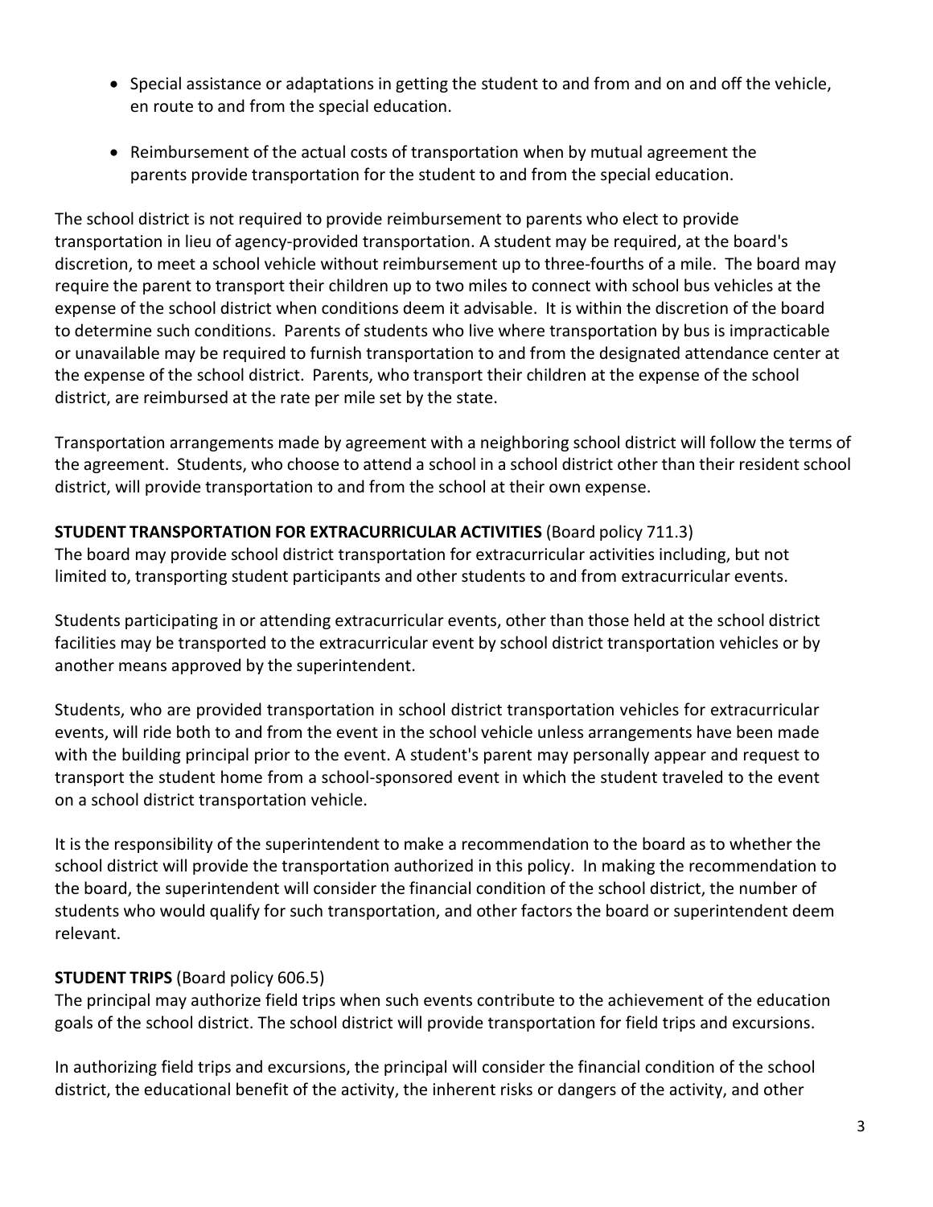- Special assistance or adaptations in getting the student to and from and on and off the vehicle, en route to and from the special education.
- Reimbursement of the actual costs of transportation when by mutual agreement the parents provide transportation for the student to and from the special education.

The school district is not required to provide reimbursement to parents who elect to provide transportation in lieu of agency-provided transportation. A student may be required, at the board's discretion, to meet a school vehicle without reimbursement up to three-fourths of a mile. The board may require the parent to transport their children up to two miles to connect with school bus vehicles at the expense of the school district when conditions deem it advisable. It is within the discretion of the board to determine such conditions. Parents of students who live where transportation by bus is impracticable or unavailable may be required to furnish transportation to and from the designated attendance center at the expense of the school district. Parents, who transport their children at the expense of the school district, are reimbursed at the rate per mile set by the state.

Transportation arrangements made by agreement with a neighboring school district will follow the terms of the agreement. Students, who choose to attend a school in a school district other than their resident school district, will provide transportation to and from the school at their own expense.

**STUDENT TRANSPORTATION FOR EXTRACURRICULAR ACTIVITIES** (Board policy 711.3)
The board may provide school district transportation for extracurricular activities including, but not limited to, transporting student participants and other students to and from extracurricular events.

Students participating in or attending extracurricular events, other than those held at the school district facilities may be transported to the extracurricular event by school district transportation vehicles or by another means approved by the superintendent.

Students, who are provided transportation in school district transportation vehicles for extracurricular events, will ride both to and from the event in the school vehicle unless arrangements have been made with the building principal prior to the event. A student's parent may personally appear and request to transport the student home from a school-sponsored event in which the student traveled to the event on a school district transportation vehicle.

It is the responsibility of the superintendent to make a recommendation to the board as to whether the school district will provide the transportation authorized in this policy. In making the recommendation to the board, the superintendent will consider the financial condition of the school district, the number of students who would qualify for such transportation, and other factors the board or superintendent deem relevant.

**STUDENT TRIPS** (Board policy 606.5)
The principal may authorize field trips when such events contribute to the achievement of the education goals of the school district. The school district will provide transportation for field trips and excursions.

In authorizing field trips and excursions, the principal will consider the financial condition of the school district, the educational benefit of the activity, the inherent risks or dangers of the activity, and other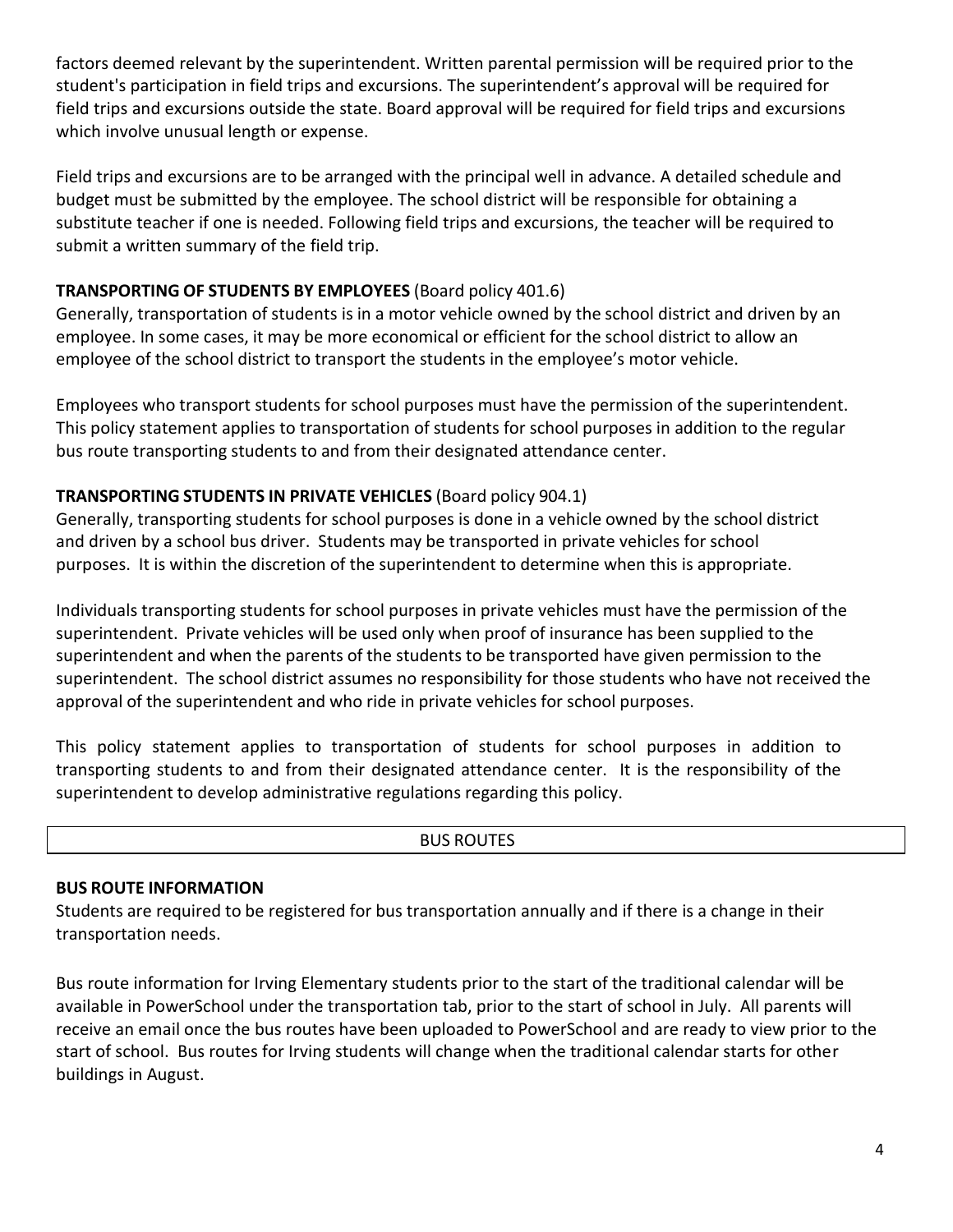factors deemed relevant by the superintendent. Written parental permission will be required prior to the student's participation in field trips and excursions. The superintendent's approval will be required for field trips and excursions outside the state. Board approval will be required for field trips and excursions which involve unusual length or expense.

Field trips and excursions are to be arranged with the principal well in advance. A detailed schedule and budget must be submitted by the employee. The school district will be responsible for obtaining a substitute teacher if one is needed. Following field trips and excursions, the teacher will be required to submit a written summary of the field trip.

**TRANSPORTING OF STUDENTS BY EMPLOYEES** (Board policy 401.6)

Generally, transportation of students is in a motor vehicle owned by the school district and driven by an employee. In some cases, it may be more economical or efficient for the school district to allow an employee of the school district to transport the students in the employee's motor vehicle.

Employees who transport students for school purposes must have the permission of the superintendent. This policy statement applies to transportation of students for school purposes in addition to the regular bus route transporting students to and from their designated attendance center.

**TRANSPORTING STUDENTS IN PRIVATE VEHICLES** (Board policy 904.1)

Generally, transporting students for school purposes is done in a vehicle owned by the school district and driven by a school bus driver. Students may be transported in private vehicles for school purposes. It is within the discretion of the superintendent to determine when this is appropriate.

Individuals transporting students for school purposes in private vehicles must have the permission of the superintendent. Private vehicles will be used only when proof of insurance has been supplied to the superintendent and when the parents of the students to be transported have given permission to the superintendent. The school district assumes no responsibility for those students who have not received the approval of the superintendent and who ride in private vehicles for school purposes.

This policy statement applies to transportation of students for school purposes in addition to transporting students to and from their designated attendance center. It is the responsibility of the superintendent to develop administrative regulations regarding this policy.

## BUS ROUTES

**BUS ROUTE INFORMATION**

Students are required to be registered for bus transportation annually and if there is a change in their transportation needs.

Bus route information for Irving Elementary students prior to the start of the traditional calendar will be available in PowerSchool under the transportation tab, prior to the start of school in July. All parents will receive an email once the bus routes have been uploaded to PowerSchool and are ready to view prior to the start of school. Bus routes for Irving students will change when the traditional calendar starts for other buildings in August.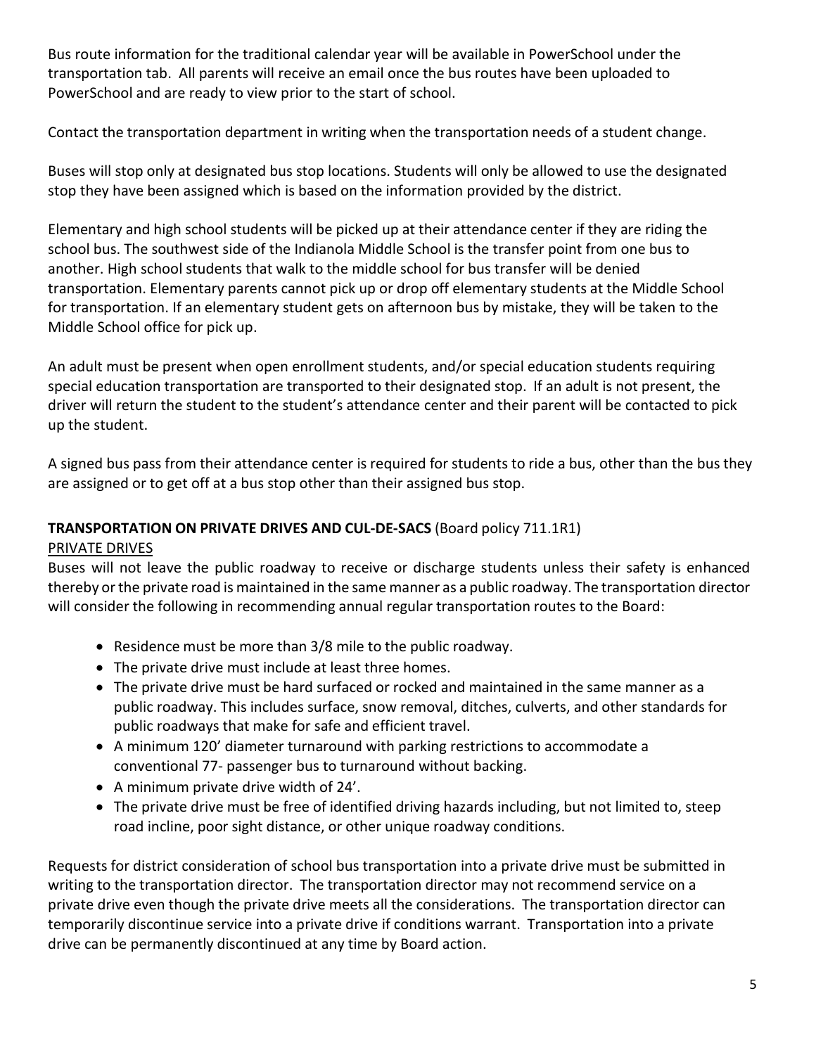Bus route information for the traditional calendar year will be available in PowerSchool under the transportation tab. All parents will receive an email once the bus routes have been uploaded to PowerSchool and are ready to view prior to the start of school.

Contact the transportation department in writing when the transportation needs of a student change.

Buses will stop only at designated bus stop locations. Students will only be allowed to use the designated stop they have been assigned which is based on the information provided by the district.

Elementary and high school students will be picked up at their attendance center if they are riding the school bus. The southwest side of the Indianola Middle School is the transfer point from one bus to another. High school students that walk to the middle school for bus transfer will be denied transportation. Elementary parents cannot pick up or drop off elementary students at the Middle School for transportation. If an elementary student gets on afternoon bus by mistake, they will be taken to the Middle School office for pick up.

An adult must be present when open enrollment students, and/or special education students requiring special education transportation are transported to their designated stop. If an adult is not present, the driver will return the student to the student's attendance center and their parent will be contacted to pick up the student.

A signed bus pass from their attendance center is required for students to ride a bus, other than the bus they are assigned or to get off at a bus stop other than their assigned bus stop.

**TRANSPORTATION ON PRIVATE DRIVES AND CUL-DE-SACS** (Board policy 711.1R1)

<u>PRIVATE DRIVES</u>

Buses will not leave the public roadway to receive or discharge students unless their safety is enhanced thereby or the private road is maintained in the same manner as a public roadway. The transportation director will consider the following in recommending annual regular transportation routes to the Board:

- Residence must be more than 3/8 mile to the public roadway.
- The private drive must include at least three homes.
- The private drive must be hard surfaced or rocked and maintained in the same manner as a public roadway. This includes surface, snow removal, ditches, culverts, and other standards for public roadways that make for safe and efficient travel.
- A minimum 120' diameter turnaround with parking restrictions to accommodate a conventional 77- passenger bus to turnaround without backing.
- A minimum private drive width of 24'.
- The private drive must be free of identified driving hazards including, but not limited to, steep road incline, poor sight distance, or other unique roadway conditions.

Requests for district consideration of school bus transportation into a private drive must be submitted in writing to the transportation director. The transportation director may not recommend service on a private drive even though the private drive meets all the considerations. The transportation director can temporarily discontinue service into a private drive if conditions warrant. Transportation into a private drive can be permanently discontinued at any time by Board action.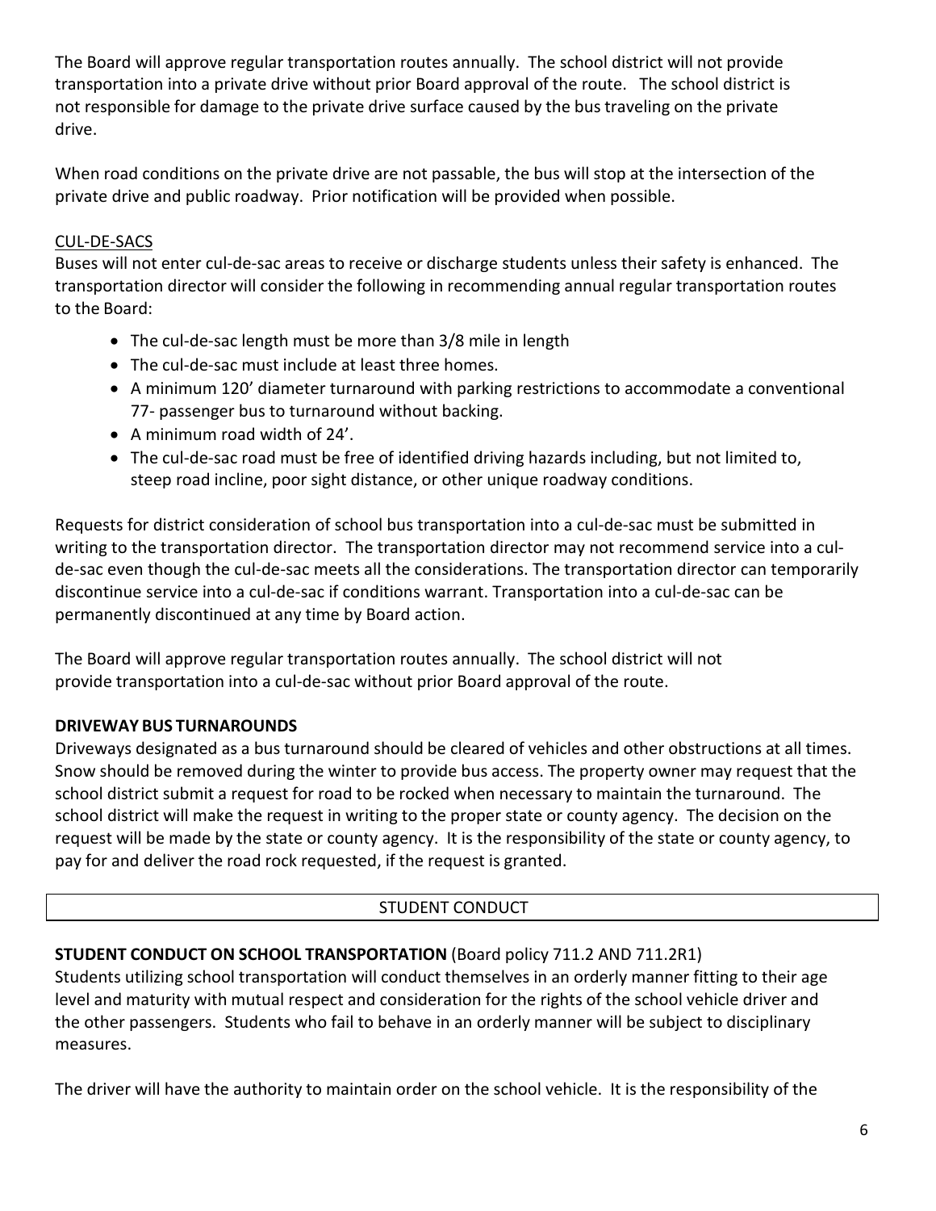The Board will approve regular transportation routes annually. The school district will not provide transportation into a private drive without prior Board approval of the route. The school district is not responsible for damage to the private drive surface caused by the bus traveling on the private drive.

When road conditions on the private drive are not passable, the bus will stop at the intersection of the private drive and public roadway. Prior notification will be provided when possible.

<u>CUL-DE-SACS</u>

Buses will not enter cul-de-sac areas to receive or discharge students unless their safety is enhanced. The transportation director will consider the following in recommending annual regular transportation routes to the Board:

- The cul-de-sac length must be more than 3/8 mile in length
- The cul-de-sac must include at least three homes.
- A minimum 120' diameter turnaround with parking restrictions to accommodate a conventional 77- passenger bus to turnaround without backing.
- A minimum road width of 24'.
- The cul-de-sac road must be free of identified driving hazards including, but not limited to, steep road incline, poor sight distance, or other unique roadway conditions.

Requests for district consideration of school bus transportation into a cul-de-sac must be submitted in writing to the transportation director. The transportation director may not recommend service into a cul-de-sac even though the cul-de-sac meets all the considerations. The transportation director can temporarily discontinue service into a cul-de-sac if conditions warrant. Transportation into a cul-de-sac can be permanently discontinued at any time by Board action.

The Board will approve regular transportation routes annually. The school district will not provide transportation into a cul-de-sac without prior Board approval of the route.

**DRIVEWAY BUS TURNAROUNDS**

Driveways designated as a bus turnaround should be cleared of vehicles and other obstructions at all times. Snow should be removed during the winter to provide bus access. The property owner may request that the school district submit a request for road to be rocked when necessary to maintain the turnaround. The school district will make the request in writing to the proper state or county agency. The decision on the request will be made by the state or county agency. It is the responsibility of the state or county agency, to pay for and deliver the road rock requested, if the request is granted.

## STUDENT CONDUCT

**STUDENT CONDUCT ON SCHOOL TRANSPORTATION** (Board policy 711.2 AND 711.2R1)

Students utilizing school transportation will conduct themselves in an orderly manner fitting to their age level and maturity with mutual respect and consideration for the rights of the school vehicle driver and the other passengers. Students who fail to behave in an orderly manner will be subject to disciplinary measures.

The driver will have the authority to maintain order on the school vehicle. It is the responsibility of the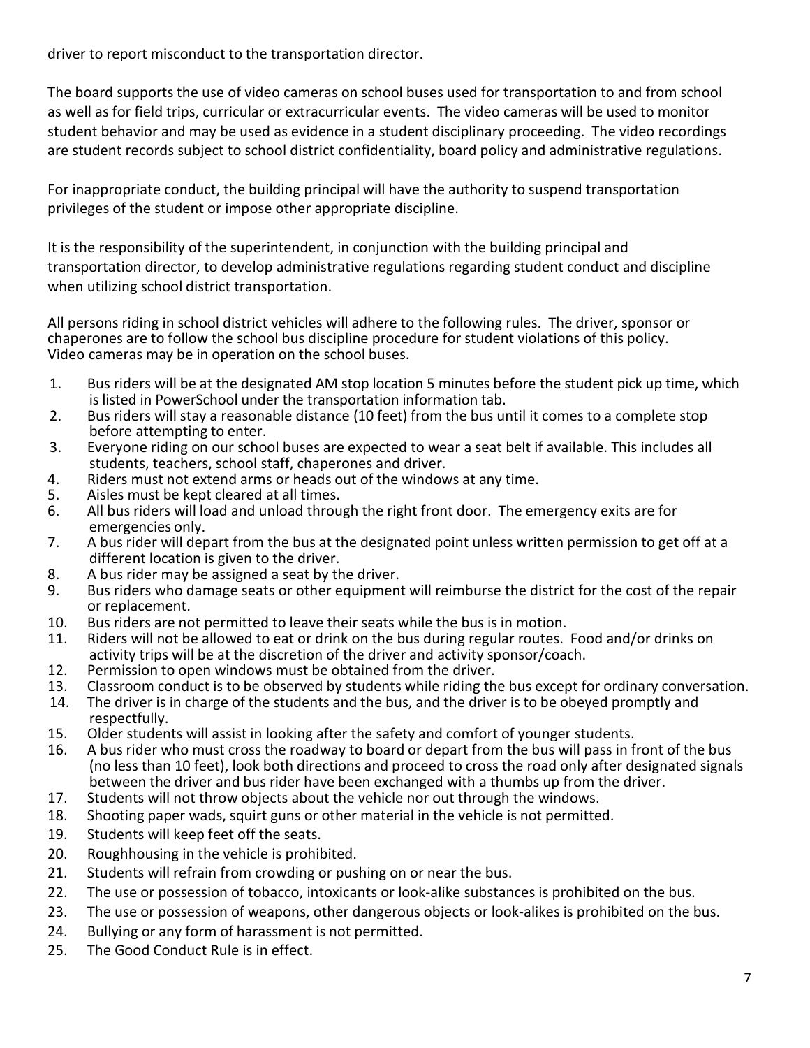driver to report misconduct to the transportation director.

The board supports the use of video cameras on school buses used for transportation to and from school as well as for field trips, curricular or extracurricular events. The video cameras will be used to monitor student behavior and may be used as evidence in a student disciplinary proceeding. The video recordings are student records subject to school district confidentiality, board policy and administrative regulations.

For inappropriate conduct, the building principal will have the authority to suspend transportation privileges of the student or impose other appropriate discipline.

It is the responsibility of the superintendent, in conjunction with the building principal and transportation director, to develop administrative regulations regarding student conduct and discipline when utilizing school district transportation.

All persons riding in school district vehicles will adhere to the following rules. The driver, sponsor or chaperones are to follow the school bus discipline procedure for student violations of this policy. Video cameras may be in operation on the school buses.

1. Bus riders will be at the designated AM stop location 5 minutes before the student pick up time, which is listed in PowerSchool under the transportation information tab.
2. Bus riders will stay a reasonable distance (10 feet) from the bus until it comes to a complete stop before attempting to enter.
3. Everyone riding on our school buses are expected to wear a seat belt if available. This includes all students, teachers, school staff, chaperones and driver.
4. Riders must not extend arms or heads out of the windows at any time.
5. Aisles must be kept cleared at all times.
6. All bus riders will load and unload through the right front door. The emergency exits are for emergencies only.
7. A bus rider will depart from the bus at the designated point unless written permission to get off at a different location is given to the driver.
8. A bus rider may be assigned a seat by the driver.
9. Bus riders who damage seats or other equipment will reimburse the district for the cost of the repair or replacement.
10. Bus riders are not permitted to leave their seats while the bus is in motion.
11. Riders will not be allowed to eat or drink on the bus during regular routes. Food and/or drinks on activity trips will be at the discretion of the driver and activity sponsor/coach.
12. Permission to open windows must be obtained from the driver.
13. Classroom conduct is to be observed by students while riding the bus except for ordinary conversation.
14. The driver is in charge of the students and the bus, and the driver is to be obeyed promptly and respectfully.
15. Older students will assist in looking after the safety and comfort of younger students.
16. A bus rider who must cross the roadway to board or depart from the bus will pass in front of the bus (no less than 10 feet), look both directions and proceed to cross the road only after designated signals between the driver and bus rider have been exchanged with a thumbs up from the driver.
17. Students will not throw objects about the vehicle nor out through the windows.
18. Shooting paper wads, squirt guns or other material in the vehicle is not permitted.
19. Students will keep feet off the seats.
20. Roughhousing in the vehicle is prohibited.
21. Students will refrain from crowding or pushing on or near the bus.
22. The use or possession of tobacco, intoxicants or look-alike substances is prohibited on the bus.
23. The use or possession of weapons, other dangerous objects or look-alikes is prohibited on the bus.
24. Bullying or any form of harassment is not permitted.
25. The Good Conduct Rule is in effect.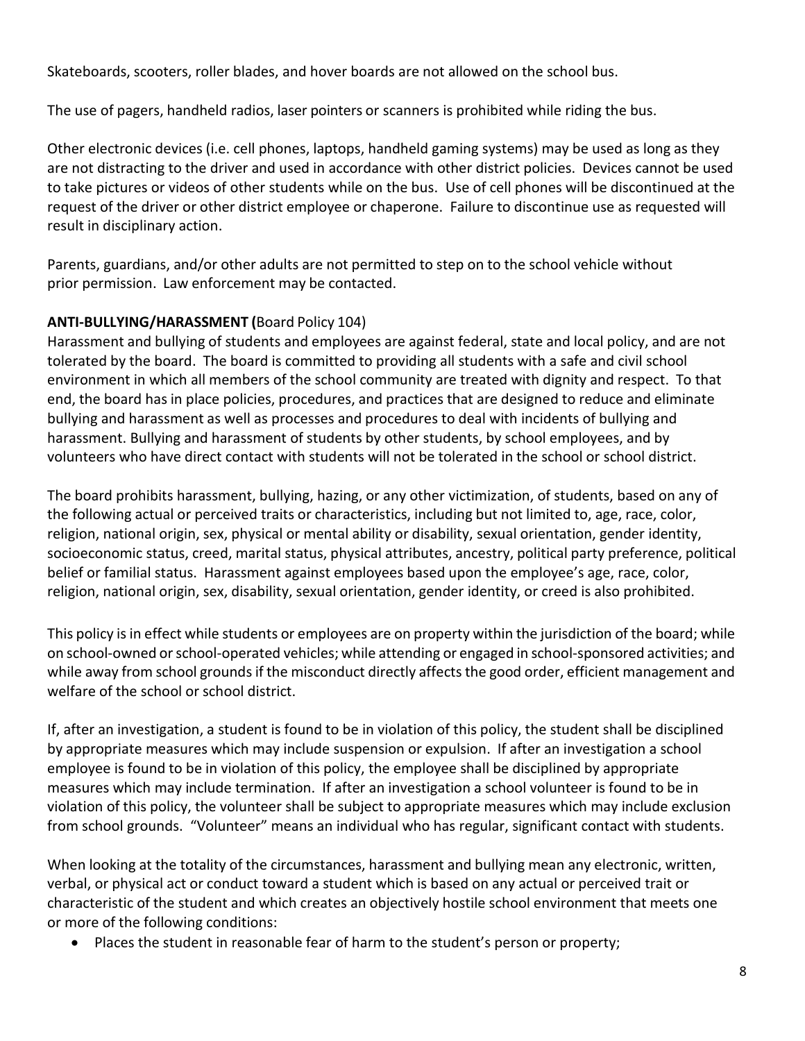Skateboards, scooters, roller blades, and hover boards are not allowed on the school bus.

The use of pagers, handheld radios, laser pointers or scanners is prohibited while riding the bus.

Other electronic devices (i.e. cell phones, laptops, handheld gaming systems) may be used as long as they are not distracting to the driver and used in accordance with other district policies. Devices cannot be used to take pictures or videos of other students while on the bus. Use of cell phones will be discontinued at the request of the driver or other district employee or chaperone. Failure to discontinue use as requested will result in disciplinary action.

Parents, guardians, and/or other adults are not permitted to step on to the school vehicle without prior permission. Law enforcement may be contacted.

**ANTI-BULLYING/HARASSMENT (**Board Policy 104)

Harassment and bullying of students and employees are against federal, state and local policy, and are not tolerated by the board. The board is committed to providing all students with a safe and civil school environment in which all members of the school community are treated with dignity and respect. To that end, the board has in place policies, procedures, and practices that are designed to reduce and eliminate bullying and harassment as well as processes and procedures to deal with incidents of bullying and harassment. Bullying and harassment of students by other students, by school employees, and by volunteers who have direct contact with students will not be tolerated in the school or school district.

The board prohibits harassment, bullying, hazing, or any other victimization, of students, based on any of the following actual or perceived traits or characteristics, including but not limited to, age, race, color, religion, national origin, sex, physical or mental ability or disability, sexual orientation, gender identity, socioeconomic status, creed, marital status, physical attributes, ancestry, political party preference, political belief or familial status. Harassment against employees based upon the employee's age, race, color, religion, national origin, sex, disability, sexual orientation, gender identity, or creed is also prohibited.

This policy is in effect while students or employees are on property within the jurisdiction of the board; while on school-owned or school-operated vehicles; while attending or engaged in school-sponsored activities; and while away from school grounds if the misconduct directly affects the good order, efficient management and welfare of the school or school district.

If, after an investigation, a student is found to be in violation of this policy, the student shall be disciplined by appropriate measures which may include suspension or expulsion. If after an investigation a school employee is found to be in violation of this policy, the employee shall be disciplined by appropriate measures which may include termination. If after an investigation a school volunteer is found to be in violation of this policy, the volunteer shall be subject to appropriate measures which may include exclusion from school grounds. "Volunteer" means an individual who has regular, significant contact with students.

When looking at the totality of the circumstances, harassment and bullying mean any electronic, written, verbal, or physical act or conduct toward a student which is based on any actual or perceived trait or characteristic of the student and which creates an objectively hostile school environment that meets one or more of the following conditions:

- Places the student in reasonable fear of harm to the student's person or property;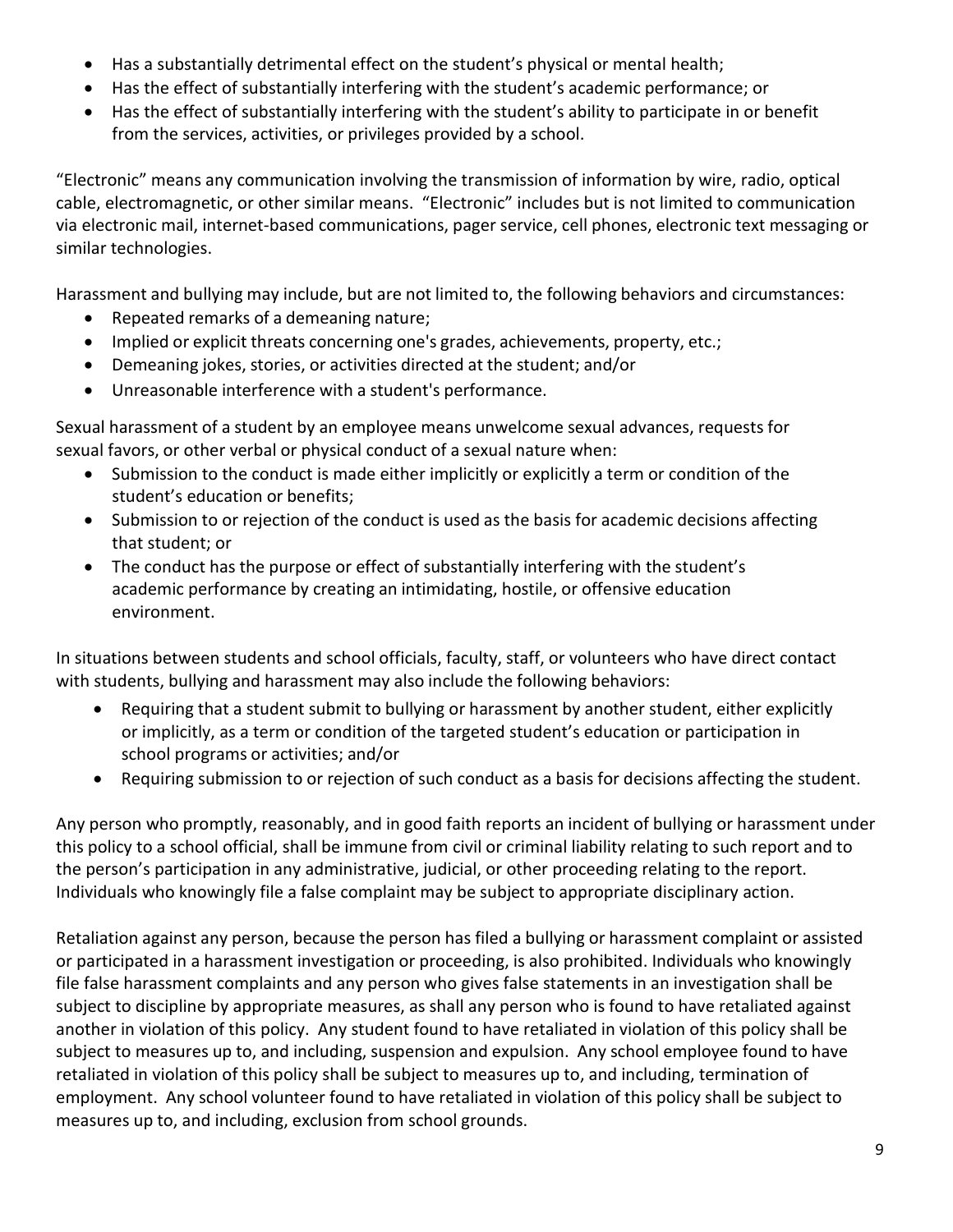- Has a substantially detrimental effect on the student's physical or mental health;
- Has the effect of substantially interfering with the student's academic performance; or
- Has the effect of substantially interfering with the student's ability to participate in or benefit from the services, activities, or privileges provided by a school.

"Electronic" means any communication involving the transmission of information by wire, radio, optical cable, electromagnetic, or other similar means. "Electronic" includes but is not limited to communication via electronic mail, internet-based communications, pager service, cell phones, electronic text messaging or similar technologies.

Harassment and bullying may include, but are not limited to, the following behaviors and circumstances:

- Repeated remarks of a demeaning nature;
- Implied or explicit threats concerning one's grades, achievements, property, etc.;
- Demeaning jokes, stories, or activities directed at the student; and/or
- Unreasonable interference with a student's performance.

Sexual harassment of a student by an employee means unwelcome sexual advances, requests for sexual favors, or other verbal or physical conduct of a sexual nature when:

- Submission to the conduct is made either implicitly or explicitly a term or condition of the student's education or benefits;
- Submission to or rejection of the conduct is used as the basis for academic decisions affecting that student; or
- The conduct has the purpose or effect of substantially interfering with the student's academic performance by creating an intimidating, hostile, or offensive education environment.

In situations between students and school officials, faculty, staff, or volunteers who have direct contact with students, bullying and harassment may also include the following behaviors:

- Requiring that a student submit to bullying or harassment by another student, either explicitly or implicitly, as a term or condition of the targeted student's education or participation in school programs or activities; and/or
- Requiring submission to or rejection of such conduct as a basis for decisions affecting the student.

Any person who promptly, reasonably, and in good faith reports an incident of bullying or harassment under this policy to a school official, shall be immune from civil or criminal liability relating to such report and to the person's participation in any administrative, judicial, or other proceeding relating to the report. Individuals who knowingly file a false complaint may be subject to appropriate disciplinary action.

Retaliation against any person, because the person has filed a bullying or harassment complaint or assisted or participated in a harassment investigation or proceeding, is also prohibited. Individuals who knowingly file false harassment complaints and any person who gives false statements in an investigation shall be subject to discipline by appropriate measures, as shall any person who is found to have retaliated against another in violation of this policy. Any student found to have retaliated in violation of this policy shall be subject to measures up to, and including, suspension and expulsion. Any school employee found to have retaliated in violation of this policy shall be subject to measures up to, and including, termination of employment. Any school volunteer found to have retaliated in violation of this policy shall be subject to measures up to, and including, exclusion from school grounds.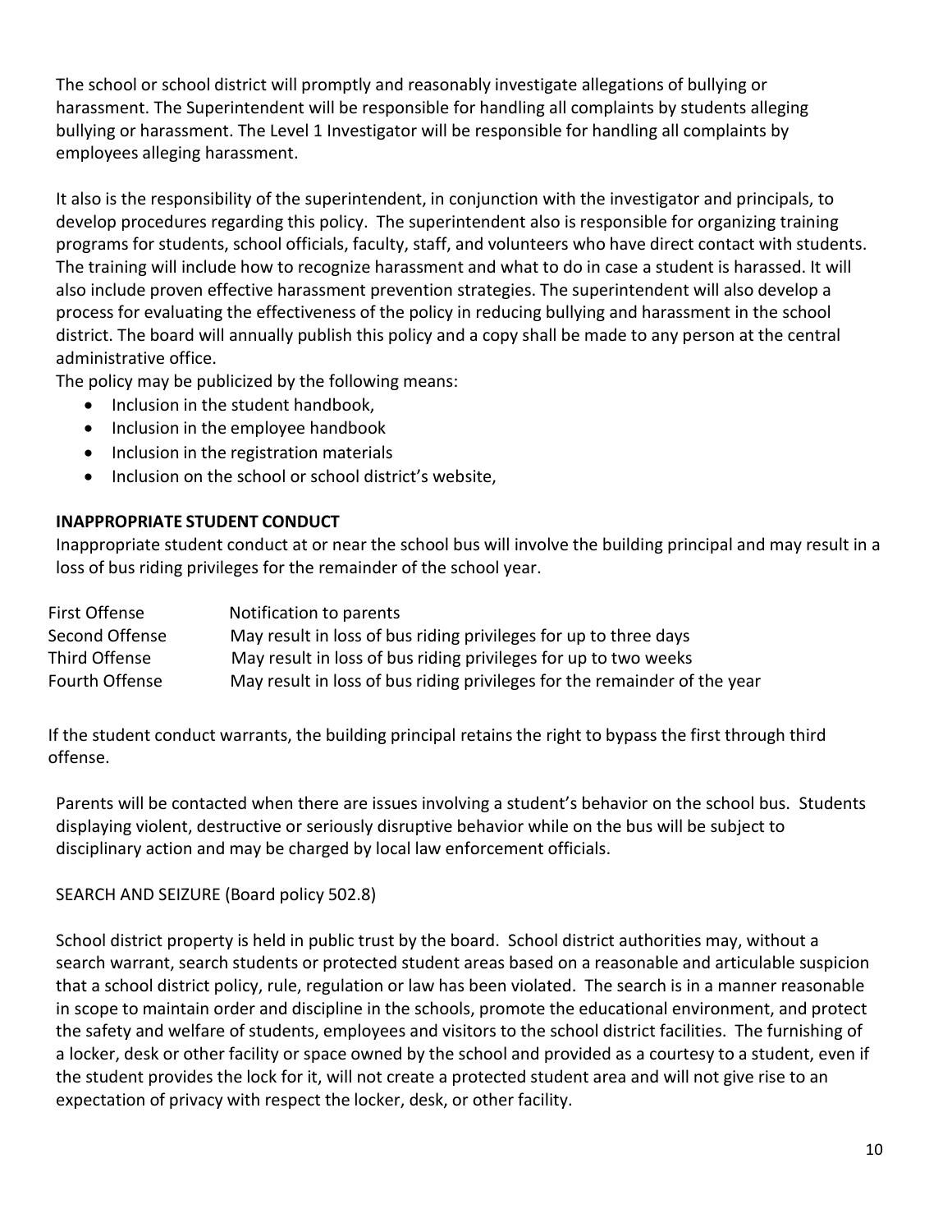The school or school district will promptly and reasonably investigate allegations of bullying or harassment. The Superintendent will be responsible for handling all complaints by students alleging bullying or harassment. The Level 1 Investigator will be responsible for handling all complaints by employees alleging harassment.

It also is the responsibility of the superintendent, in conjunction with the investigator and principals, to develop procedures regarding this policy. The superintendent also is responsible for organizing training programs for students, school officials, faculty, staff, and volunteers who have direct contact with students. The training will include how to recognize harassment and what to do in case a student is harassed. It will also include proven effective harassment prevention strategies. The superintendent will also develop a process for evaluating the effectiveness of the policy in reducing bullying and harassment in the school district. The board will annually publish this policy and a copy shall be made to any person at the central administrative office.
The policy may be publicized by the following means:

- Inclusion in the student handbook,
- Inclusion in the employee handbook
- Inclusion in the registration materials
- Inclusion on the school or school district's website,

**INAPPROPRIATE STUDENT CONDUCT**

Inappropriate student conduct at or near the school bus will involve the building principal and may result in a loss of bus riding privileges for the remainder of the school year.

| | |
|---|---|
| First Offense | Notification to parents |
| Second Offense | May result in loss of bus riding privileges for up to three days |
| Third Offense | May result in loss of bus riding privileges for up to two weeks |
| Fourth Offense | May result in loss of bus riding privileges for the remainder of the year |

If the student conduct warrants, the building principal retains the right to bypass the first through third offense.

Parents will be contacted when there are issues involving a student's behavior on the school bus. Students displaying violent, destructive or seriously disruptive behavior while on the bus will be subject to disciplinary action and may be charged by local law enforcement officials.

SEARCH AND SEIZURE (Board policy 502.8)

School district property is held in public trust by the board. School district authorities may, without a search warrant, search students or protected student areas based on a reasonable and articulable suspicion that a school district policy, rule, regulation or law has been violated. The search is in a manner reasonable in scope to maintain order and discipline in the schools, promote the educational environment, and protect the safety and welfare of students, employees and visitors to the school district facilities. The furnishing of a locker, desk or other facility or space owned by the school and provided as a courtesy to a student, even if the student provides the lock for it, will not create a protected student area and will not give rise to an expectation of privacy with respect the locker, desk, or other facility.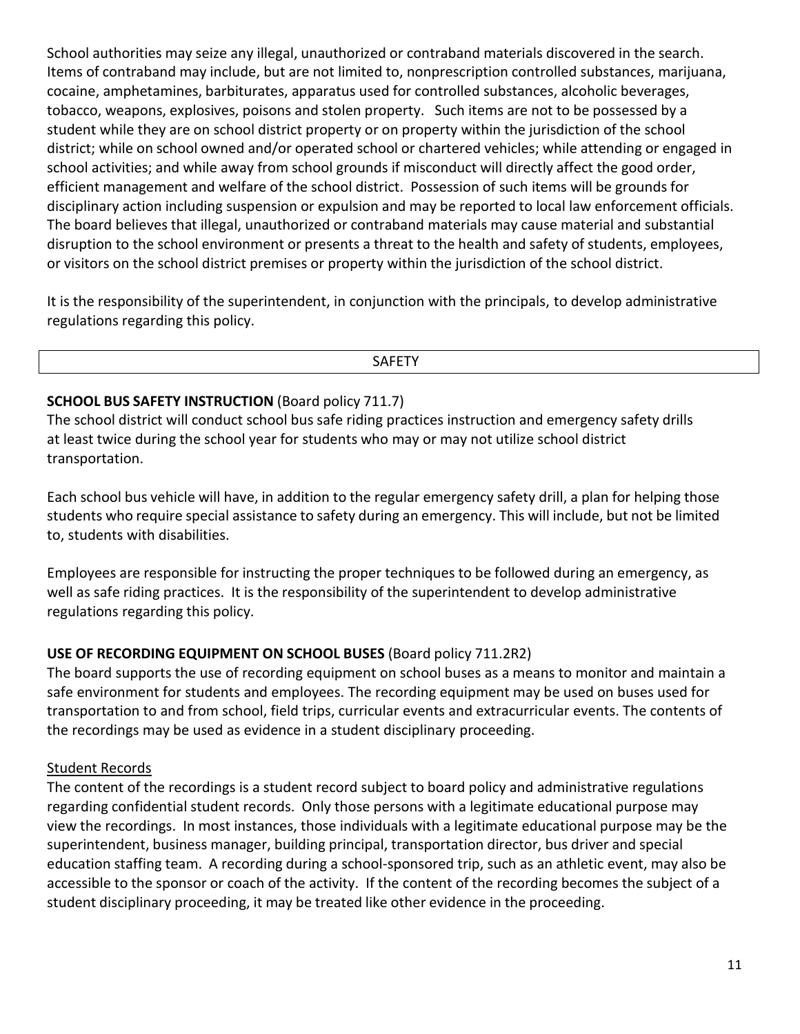School authorities may seize any illegal, unauthorized or contraband materials discovered in the search. Items of contraband may include, but are not limited to, nonprescription controlled substances, marijuana, cocaine, amphetamines, barbiturates, apparatus used for controlled substances, alcoholic beverages, tobacco, weapons, explosives, poisons and stolen property. Such items are not to be possessed by a student while they are on school district property or on property within the jurisdiction of the school district; while on school owned and/or operated school or chartered vehicles; while attending or engaged in school activities; and while away from school grounds if misconduct will directly affect the good order, efficient management and welfare of the school district. Possession of such items will be grounds for disciplinary action including suspension or expulsion and may be reported to local law enforcement officials. The board believes that illegal, unauthorized or contraband materials may cause material and substantial disruption to the school environment or presents a threat to the health and safety of students, employees, or visitors on the school district premises or property within the jurisdiction of the school district.

It is the responsibility of the superintendent, in conjunction with the principals, to develop administrative regulations regarding this policy.

## SAFETY

**SCHOOL BUS SAFETY INSTRUCTION** (Board policy 711.7)
The school district will conduct school bus safe riding practices instruction and emergency safety drills at least twice during the school year for students who may or may not utilize school district transportation.

Each school bus vehicle will have, in addition to the regular emergency safety drill, a plan for helping those students who require special assistance to safety during an emergency. This will include, but not be limited to, students with disabilities.

Employees are responsible for instructing the proper techniques to be followed during an emergency, as well as safe riding practices. It is the responsibility of the superintendent to develop administrative regulations regarding this policy.

**USE OF RECORDING EQUIPMENT ON SCHOOL BUSES** (Board policy 711.2R2)
The board supports the use of recording equipment on school buses as a means to monitor and maintain a safe environment for students and employees. The recording equipment may be used on buses used for transportation to and from school, field trips, curricular events and extracurricular events. The contents of the recordings may be used as evidence in a student disciplinary proceeding.

Student Records
The content of the recordings is a student record subject to board policy and administrative regulations regarding confidential student records. Only those persons with a legitimate educational purpose may view the recordings. In most instances, those individuals with a legitimate educational purpose may be the superintendent, business manager, building principal, transportation director, bus driver and special education staffing team. A recording during a school-sponsored trip, such as an athletic event, may also be accessible to the sponsor or coach of the activity. If the content of the recording becomes the subject of a student disciplinary proceeding, it may be treated like other evidence in the proceeding.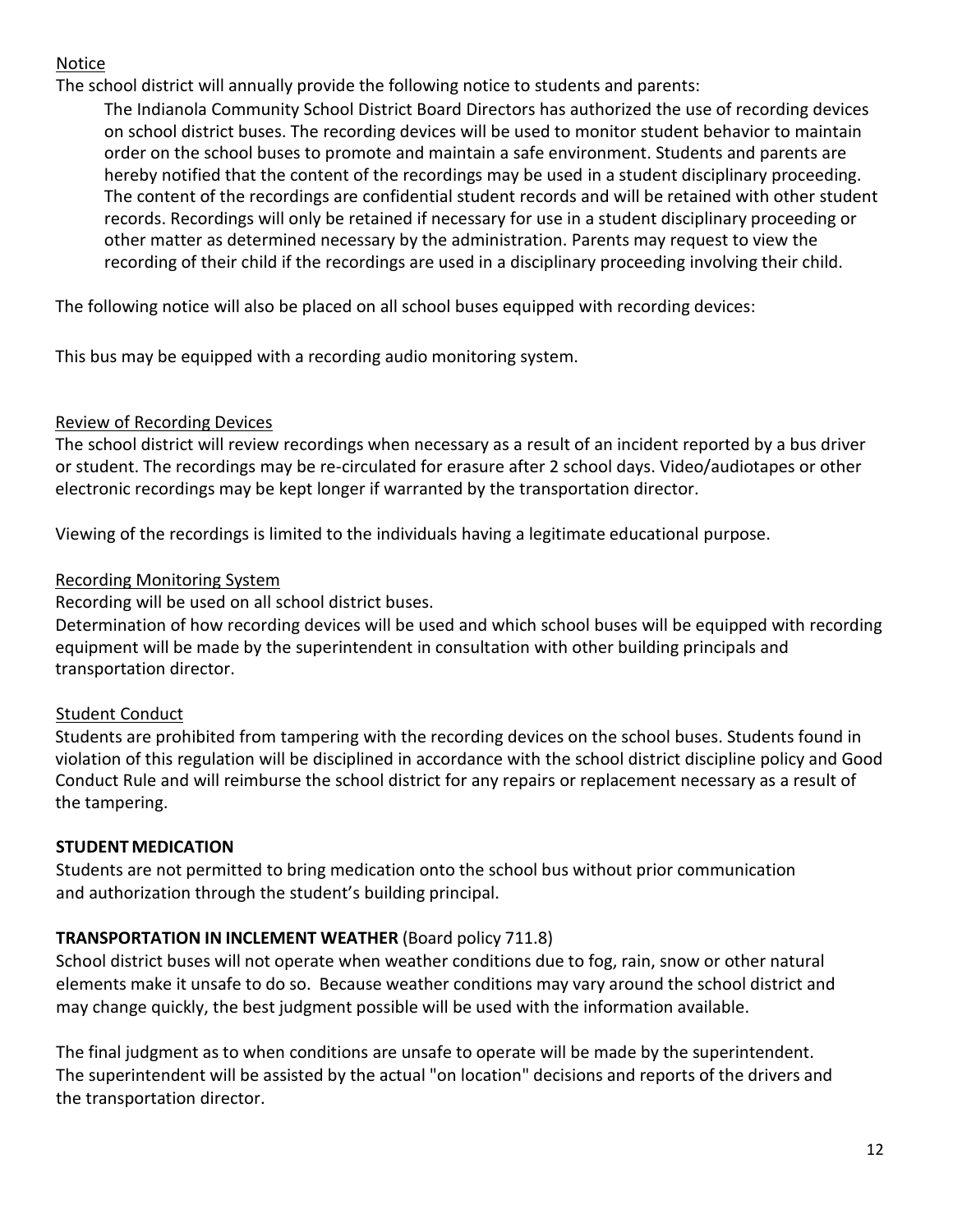Notice

The school district will annually provide the following notice to students and parents:

> The Indianola Community School District Board Directors has authorized the use of recording devices on school district buses. The recording devices will be used to monitor student behavior to maintain order on the school buses to promote and maintain a safe environment. Students and parents are hereby notified that the content of the recordings may be used in a student disciplinary proceeding. The content of the recordings are confidential student records and will be retained with other student records. Recordings will only be retained if necessary for use in a student disciplinary proceeding or other matter as determined necessary by the administration. Parents may request to view the recording of their child if the recordings are used in a disciplinary proceeding involving their child.

The following notice will also be placed on all school buses equipped with recording devices:

This bus may be equipped with a recording audio monitoring system.

Review of Recording Devices

The school district will review recordings when necessary as a result of an incident reported by a bus driver or student. The recordings may be re-circulated for erasure after 2 school days. Video/audiotapes or other electronic recordings may be kept longer if warranted by the transportation director.

Viewing of the recordings is limited to the individuals having a legitimate educational purpose.

Recording Monitoring System

Recording will be used on all school district buses.

Determination of how recording devices will be used and which school buses will be equipped with recording equipment will be made by the superintendent in consultation with other building principals and transportation director.

Student Conduct

Students are prohibited from tampering with the recording devices on the school buses. Students found in violation of this regulation will be disciplined in accordance with the school district discipline policy and Good Conduct Rule and will reimburse the school district for any repairs or replacement necessary as a result of the tampering.

**STUDENT MEDICATION**

Students are not permitted to bring medication onto the school bus without prior communication and authorization through the student's building principal.

**TRANSPORTATION IN INCLEMENT WEATHER** (Board policy 711.8)

School district buses will not operate when weather conditions due to fog, rain, snow or other natural elements make it unsafe to do so. Because weather conditions may vary around the school district and may change quickly, the best judgment possible will be used with the information available.

The final judgment as to when conditions are unsafe to operate will be made by the superintendent. The superintendent will be assisted by the actual "on location" decisions and reports of the drivers and the transportation director.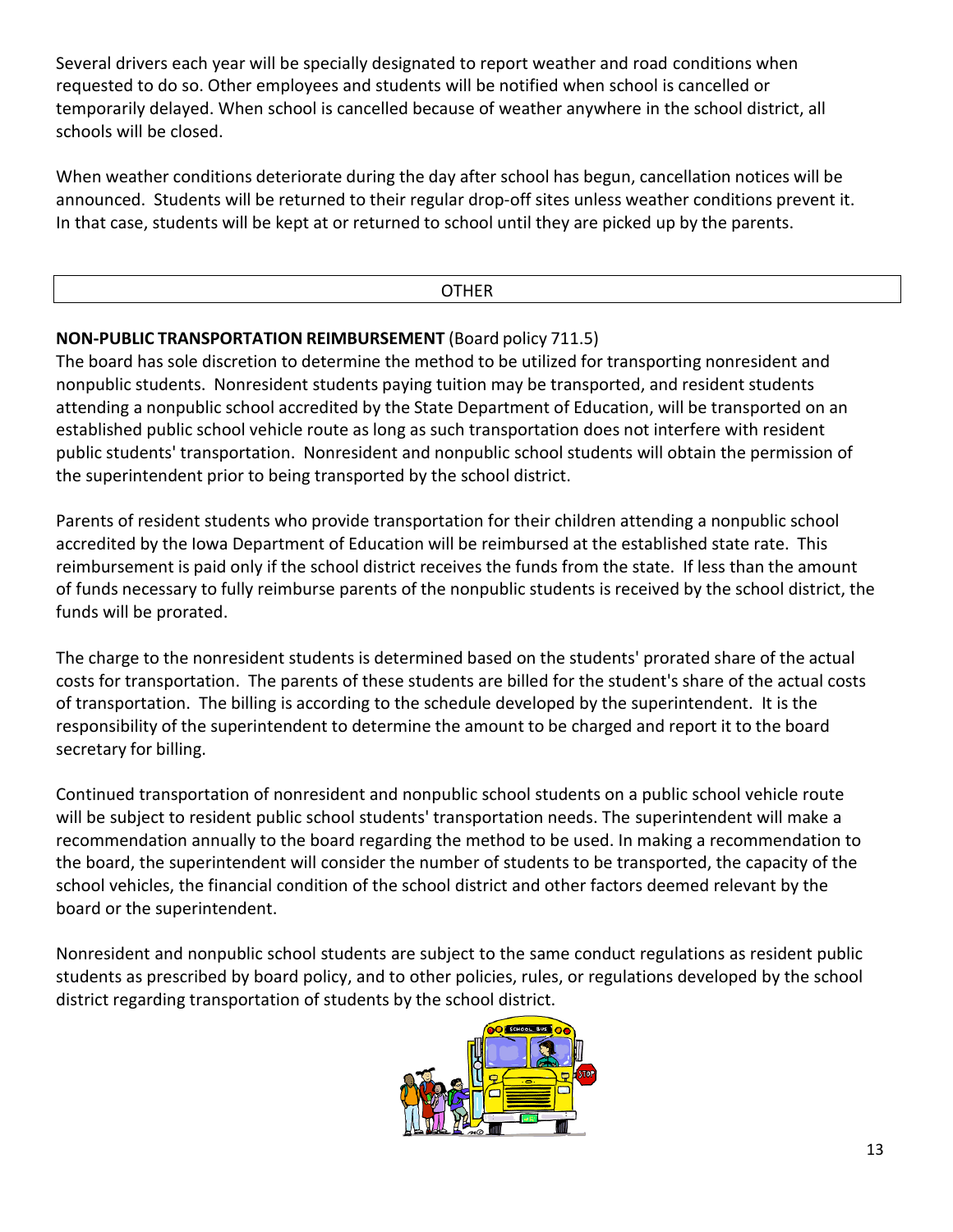Several drivers each year will be specially designated to report weather and road conditions when requested to do so. Other employees and students will be notified when school is cancelled or temporarily delayed. When school is cancelled because of weather anywhere in the school district, all schools will be closed.

When weather conditions deteriorate during the day after school has begun, cancellation notices will be announced. Students will be returned to their regular drop-off sites unless weather conditions prevent it. In that case, students will be kept at or returned to school until they are picked up by the parents.

## OTHER

**NON-PUBLIC TRANSPORTATION REIMBURSEMENT** (Board policy 711.5)
The board has sole discretion to determine the method to be utilized for transporting nonresident and nonpublic students. Nonresident students paying tuition may be transported, and resident students attending a nonpublic school accredited by the State Department of Education, will be transported on an established public school vehicle route as long as such transportation does not interfere with resident public students' transportation. Nonresident and nonpublic school students will obtain the permission of the superintendent prior to being transported by the school district.

Parents of resident students who provide transportation for their children attending a nonpublic school accredited by the Iowa Department of Education will be reimbursed at the established state rate. This reimbursement is paid only if the school district receives the funds from the state. If less than the amount of funds necessary to fully reimburse parents of the nonpublic students is received by the school district, the funds will be prorated.

The charge to the nonresident students is determined based on the students' prorated share of the actual costs for transportation. The parents of these students are billed for the student's share of the actual costs of transportation. The billing is according to the schedule developed by the superintendent. It is the responsibility of the superintendent to determine the amount to be charged and report it to the board secretary for billing.

Continued transportation of nonresident and nonpublic school students on a public school vehicle route will be subject to resident public school students' transportation needs. The superintendent will make a recommendation annually to the board regarding the method to be used. In making a recommendation to the board, the superintendent will consider the number of students to be transported, the capacity of the school vehicles, the financial condition of the school district and other factors deemed relevant by the board or the superintendent.

Nonresident and nonpublic school students are subject to the same conduct regulations as resident public students as prescribed by board policy, and to other policies, rules, or regulations developed by the school district regarding transportation of students by the school district.